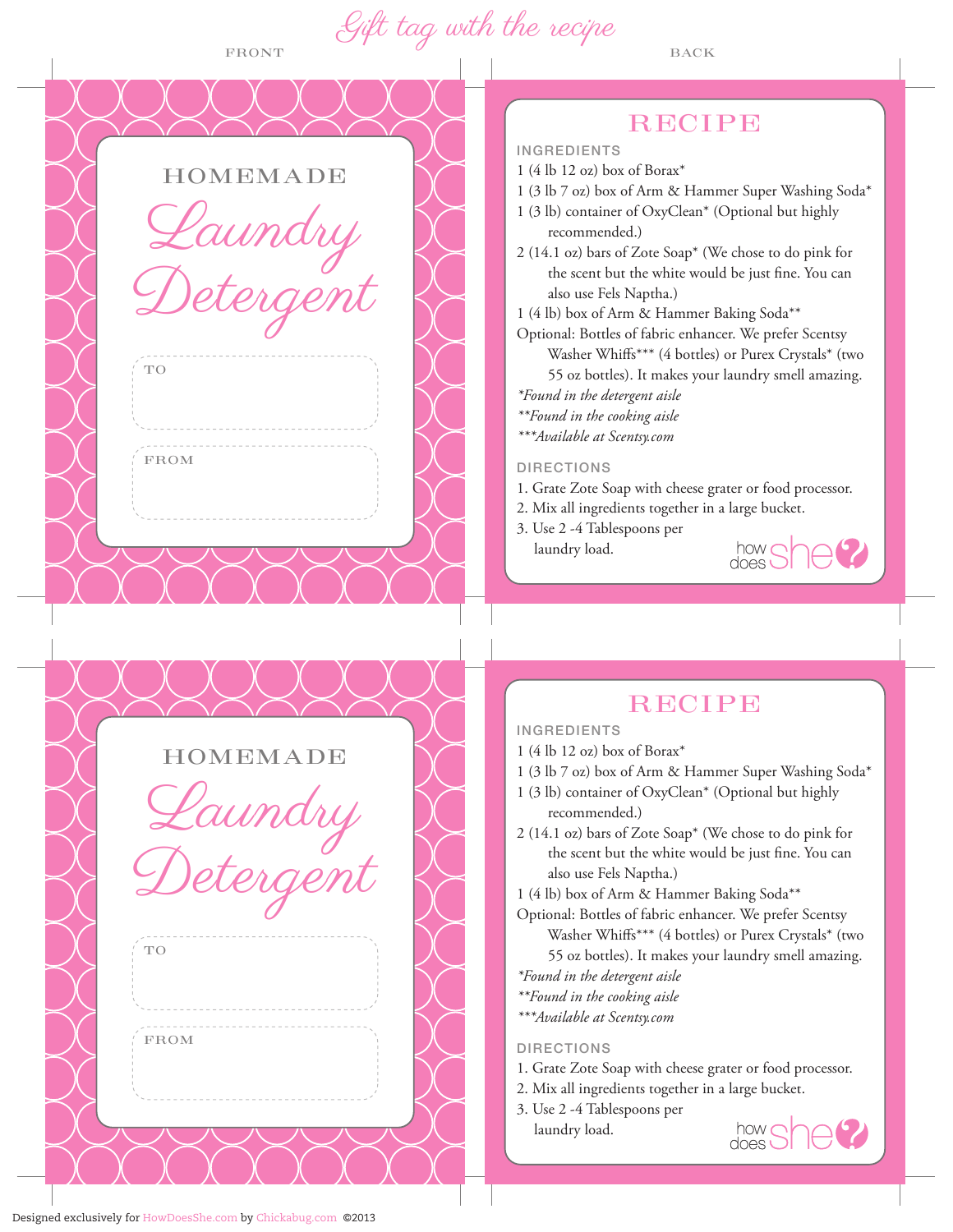# Gift tag with the recipe

FRONT

BACK

## HOMEMADE Laundry Detergent

TO

FROM

## RECIPE

**INGREDIENTS**

1 (4 lb 12 oz) box of Borax*
1 (3 lb 7 oz) box of Arm & Hammer Super Washing Soda*
1 (3 lb) container of OxyClean* (Optional but highly recommended.)
2 (14.1 oz) bars of Zote Soap* (We chose to do pink for the scent but the white would be just fine. You can also use Fels Naptha.)
1 (4 lb) box of Arm & Hammer Baking Soda**
Optional: Bottles of fabric enhancer. We prefer Scentsy Washer Whiffs*** (4 bottles) or Purex Crystals* (two 55 oz bottles). It makes your laundry smell amazing.

*\*Found in the detergent aisle*
*\*\*Found in the cooking aisle*
*\*\*\*Available at Scentsy.com*

**DIRECTIONS**

1. Grate Zote Soap with cheese grater or food processor.
2. Mix all ingredients together in a large bucket.
3. Use 2 -4 Tablespoons per laundry load.

how does she

## HOMEMADE Laundry Detergent

TO

FROM

## RECIPE

**INGREDIENTS**

1 (4 lb 12 oz) box of Borax*
1 (3 lb 7 oz) box of Arm & Hammer Super Washing Soda*
1 (3 lb) container of OxyClean* (Optional but highly recommended.)
2 (14.1 oz) bars of Zote Soap* (We chose to do pink for the scent but the white would be just fine. You can also use Fels Naptha.)
1 (4 lb) box of Arm & Hammer Baking Soda**
Optional: Bottles of fabric enhancer. We prefer Scentsy Washer Whiffs*** (4 bottles) or Purex Crystals* (two 55 oz bottles). It makes your laundry smell amazing.

*\*Found in the detergent aisle*
*\*\*Found in the cooking aisle*
*\*\*\*Available at Scentsy.com*

**DIRECTIONS**

1. Grate Zote Soap with cheese grater or food processor.
2. Mix all ingredients together in a large bucket.
3. Use 2 -4 Tablespoons per laundry load.

how does she

Designed exclusively for HowDoesShe.com by Chickabug.com ©2013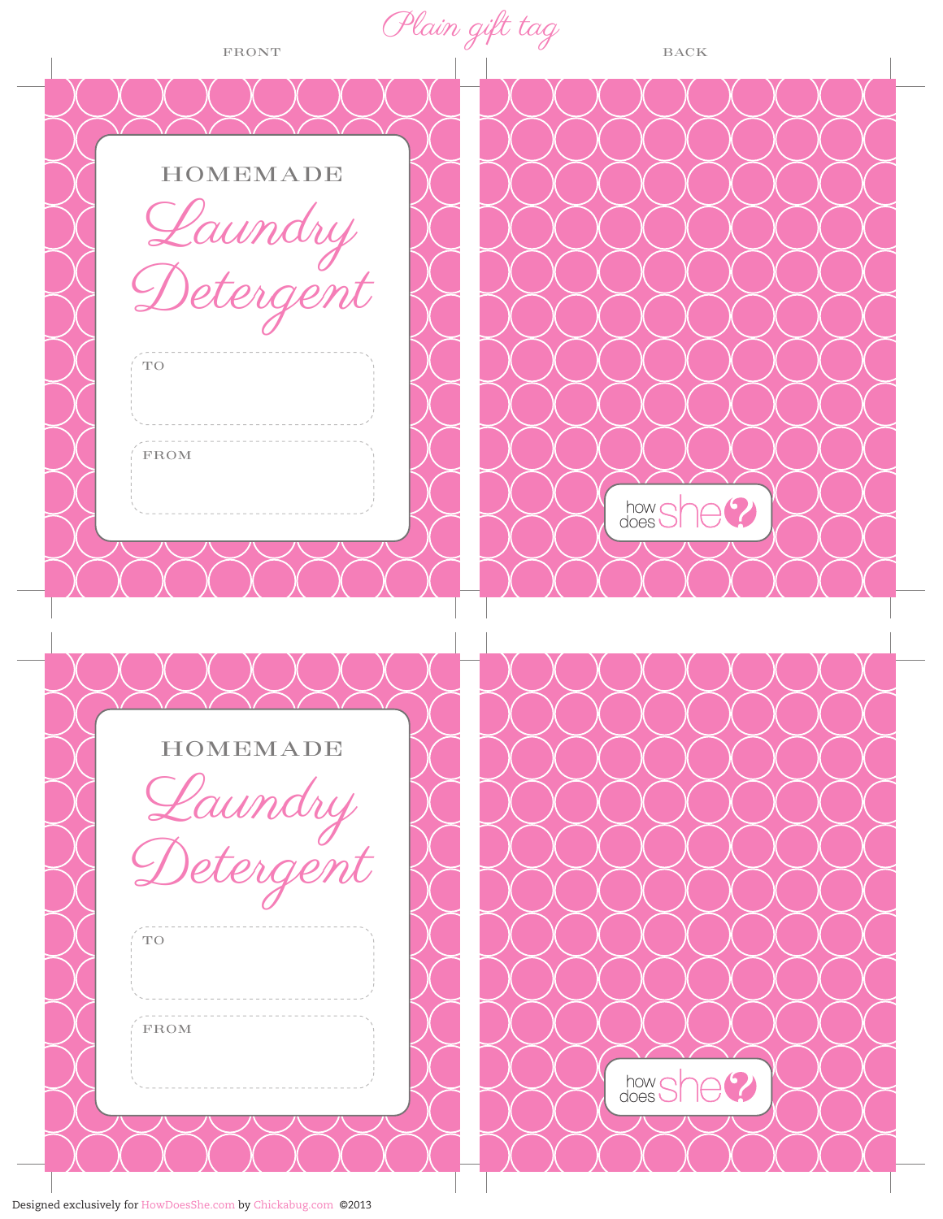# Plain gift tag

FRONT

BACK

HOMEMADE

Laundry Detergent

TO

FROM

how does she?

HOMEMADE

Laundry Detergent

TO

FROM

how does she?

Designed exclusively for HowDoesShe.com by Chickabug.com ©2013